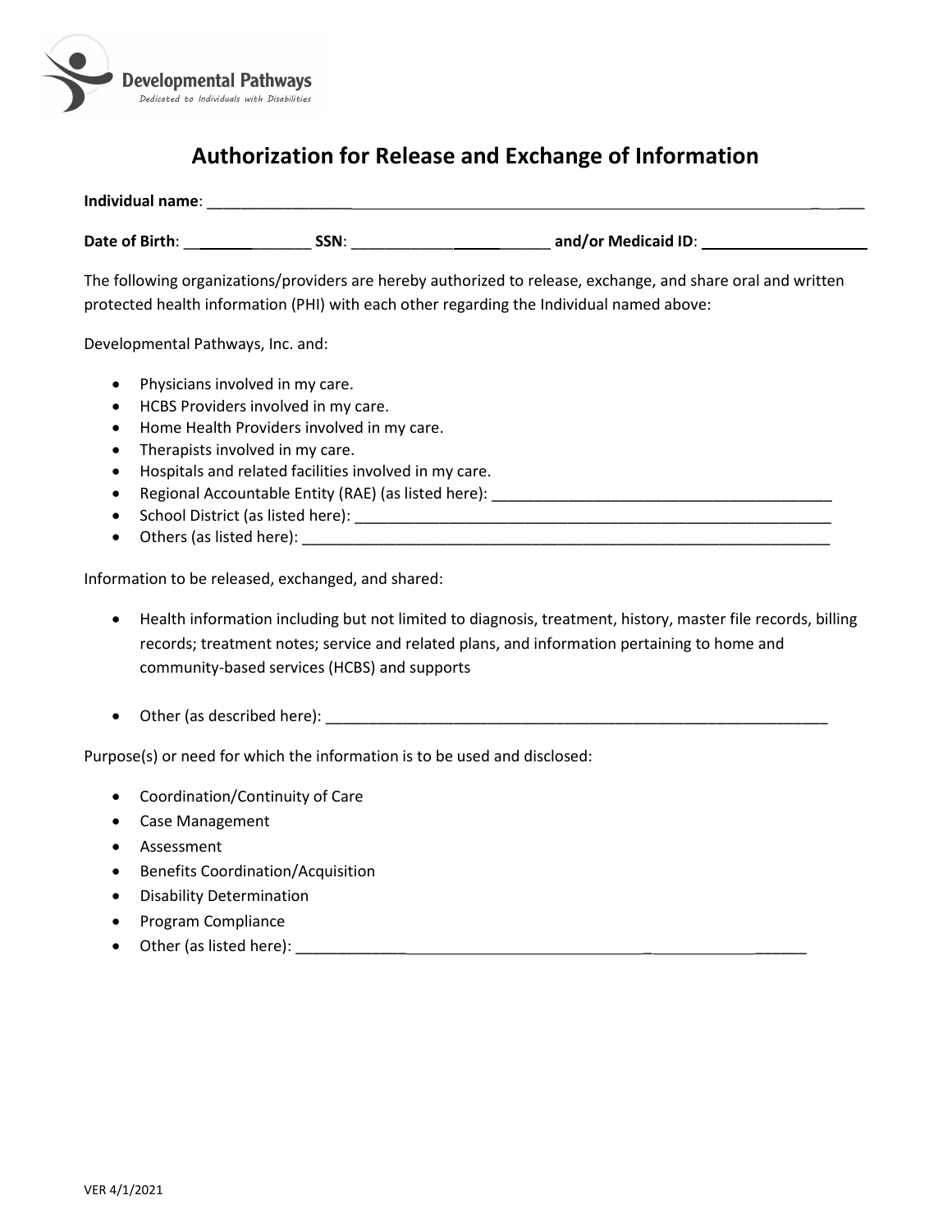Developmental Pathways
*Dedicated to Individuals with Disabilities*

# Authorization for Release and Exchange of Information

**Individual name**: ______________________________________________________________________________

**Date of Birth**: _______________ **SSN**: _________________________ **and/or Medicaid ID**: ____________________

The following organizations/providers are hereby authorized to release, exchange, and share oral and written protected health information (PHI) with each other regarding the Individual named above:

Developmental Pathways, Inc. and:

- Physicians involved in my care.
- HCBS Providers involved in my care.
- Home Health Providers involved in my care.
- Therapists involved in my care.
- Hospitals and related facilities involved in my care.
- Regional Accountable Entity (RAE) (as listed here): ________________________________________
- School District (as listed here): ___________________________________________________________
- Others (as listed here): _________________________________________________________________

Information to be released, exchanged, and shared:

- Health information including but not limited to diagnosis, treatment, history, master file records, billing records; treatment notes; service and related plans, and information pertaining to home and community-based services (HCBS) and supports

- Other (as described here): ______________________________________________________________

Purpose(s) or need for which the information is to be used and disclosed:

- Coordination/Continuity of Care
- Case Management
- Assessment
- Benefits Coordination/Acquisition
- Disability Determination
- Program Compliance
- Other (as listed here): _________________________________________________________________

VER 4/1/2021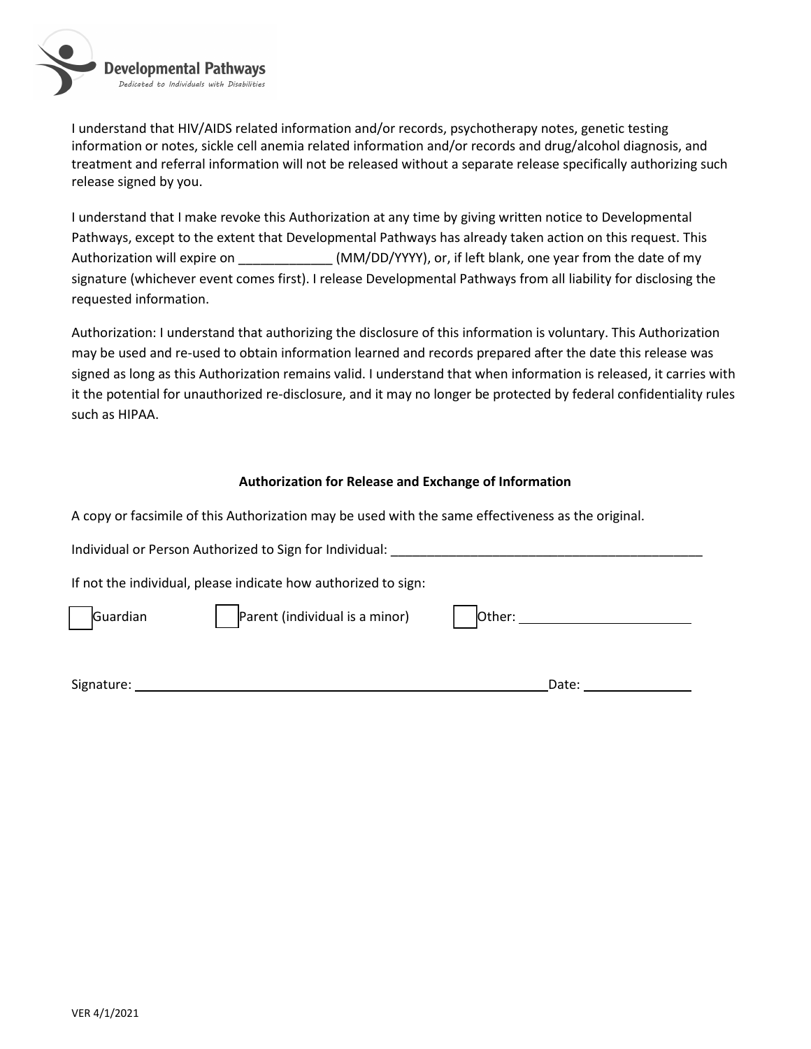I understand that HIV/AIDS related information and/or records, psychotherapy notes, genetic testing information or notes, sickle cell anemia related information and/or records and drug/alcohol diagnosis, and treatment and referral information will not be released without a separate release specifically authorizing such release signed by you.

I understand that I make revoke this Authorization at any time by giving written notice to Developmental Pathways, except to the extent that Developmental Pathways has already taken action on this request. This Authorization will expire on _____________ (MM/DD/YYYY), or, if left blank, one year from the date of my signature (whichever event comes first). I release Developmental Pathways from all liability for disclosing the requested information.

Authorization: I understand that authorizing the disclosure of this information is voluntary. This Authorization may be used and re-used to obtain information learned and records prepared after the date this release was signed as long as this Authorization remains valid. I understand that when information is released, it carries with it the potential for unauthorized re-disclosure, and it may no longer be protected by federal confidentiality rules such as HIPAA.

**Authorization for Release and Exchange of Information**

A copy or facsimile of this Authorization may be used with the same effectiveness as the original.

Individual or Person Authorized to Sign for Individual: ____________________________________________

If not the individual, please indicate how authorized to sign:

☐ Guardian ☐ Parent (individual is a minor) ☐ Other: ________________________

Signature: ____________________________________________________________ Date: _______________

VER 4/1/2021